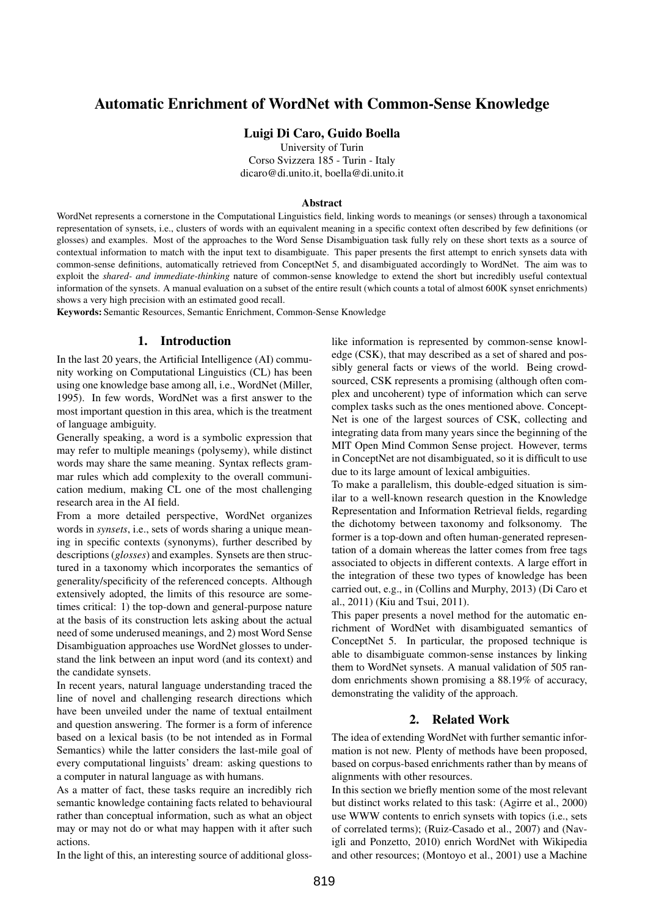# Automatic Enrichment of WordNet with Common-Sense Knowledge

**Luigi Di Caro, Guido Boella**

University of Turin
Corso Svizzera 185 - Turin - Italy
dicaro@di.unito.it, boella@di.unito.it

### Abstract

WordNet represents a cornerstone in the Computational Linguistics field, linking words to meanings (or senses) through a taxonomical representation of synsets, i.e., clusters of words with an equivalent meaning in a specific context often described by few definitions (or glosses) and examples. Most of the approaches to the Word Sense Disambiguation task fully rely on these short texts as a source of contextual information to match with the input text to disambiguate. This paper presents the first attempt to enrich synsets data with common-sense definitions, automatically retrieved from ConceptNet 5, and disambiguated accordingly to WordNet. The aim was to exploit the *shared- and immediate-thinking* nature of common-sense knowledge to extend the short but incredibly useful contextual information of the synsets. A manual evaluation on a subset of the entire result (which counts a total of almost 600K synset enrichments) shows a very high precision with an estimated good recall.

**Keywords:** Semantic Resources, Semantic Enrichment, Common-Sense Knowledge

## 1. Introduction

In the last 20 years, the Artificial Intelligence (AI) community working on Computational Linguistics (CL) has been using one knowledge base among all, i.e., WordNet (Miller, 1995). In few words, WordNet was a first answer to the most important question in this area, which is the treatment of language ambiguity.

Generally speaking, a word is a symbolic expression that may refer to multiple meanings (polysemy), while distinct words may share the same meaning. Syntax reflects grammar rules which add complexity to the overall communication medium, making CL one of the most challenging research area in the AI field.

From a more detailed perspective, WordNet organizes words in *synsets*, i.e., sets of words sharing a unique meaning in specific contexts (synonyms), further described by descriptions (*glosses*) and examples. Synsets are then structured in a taxonomy which incorporates the semantics of generality/specificity of the referenced concepts. Although extensively adopted, the limits of this resource are sometimes critical: 1) the top-down and general-purpose nature at the basis of its construction lets asking about the actual need of some underused meanings, and 2) most Word Sense Disambiguation approaches use WordNet glosses to understand the link between an input word (and its context) and the candidate synsets.

In recent years, natural language understanding traced the line of novel and challenging research directions which have been unveiled under the name of textual entailment and question answering. The former is a form of inference based on a lexical basis (to be not intended as in Formal Semantics) while the latter considers the last-mile goal of every computational linguists' dream: asking questions to a computer in natural language as with humans.

As a matter of fact, these tasks require an incredibly rich semantic knowledge containing facts related to behavioural rather than conceptual information, such as what an object may or may not do or what may happen with it after such actions.

In the light of this, an interesting source of additional gloss-like information is represented by common-sense knowledge (CSK), that may described as a set of shared and possibly general facts or views of the world. Being crowd-sourced, CSK represents a promising (although often complex and uncoherent) type of information which can serve complex tasks such as the ones mentioned above. ConceptNet is one of the largest sources of CSK, collecting and integrating data from many years since the beginning of the MIT Open Mind Common Sense project. However, terms in ConceptNet are not disambiguated, so it is difficult to use due to its large amount of lexical ambiguities.

To make a parallelism, this double-edged situation is similar to a well-known research question in the Knowledge Representation and Information Retrieval fields, regarding the dichotomy between taxonomy and folksonomy. The former is a top-down and often human-generated representation of a domain whereas the latter comes from free tags associated to objects in different contexts. A large effort in the integration of these two types of knowledge has been carried out, e.g., in (Collins and Murphy, 2013) (Di Caro et al., 2011) (Kiu and Tsui, 2011).

This paper presents a novel method for the automatic enrichment of WordNet with disambiguated semantics of ConceptNet 5. In particular, the proposed technique is able to disambiguate common-sense instances by linking them to WordNet synsets. A manual validation of 505 random enrichments shown promising a 88.19% of accuracy, demonstrating the validity of the approach.

## 2. Related Work

The idea of extending WordNet with further semantic information is not new. Plenty of methods have been proposed, based on corpus-based enrichments rather than by means of alignments with other resources.

In this section we briefly mention some of the most relevant but distinct works related to this task: (Agirre et al., 2000) use WWW contents to enrich synsets with topics (i.e., sets of correlated terms); (Ruiz-Casado et al., 2007) and (Navigli and Ponzetto, 2010) enrich WordNet with Wikipedia and other resources; (Montoyo et al., 2001) use a Machine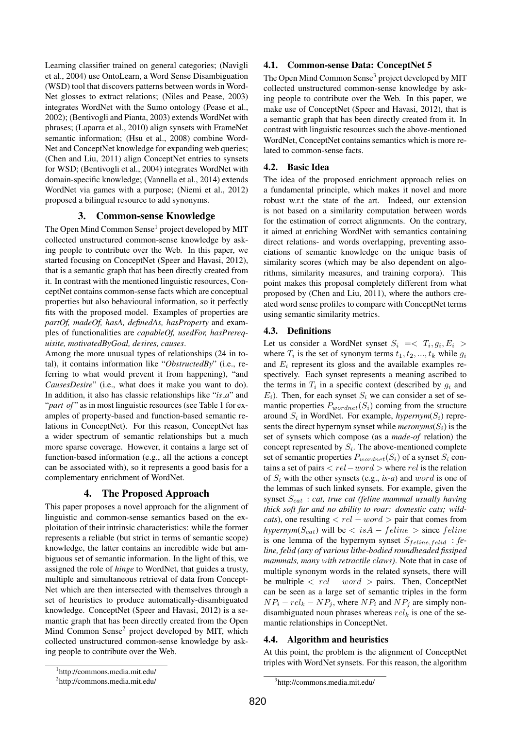Learning classifier trained on general categories; (Navigli et al., 2004) use OntoLearn, a Word Sense Disambiguation (WSD) tool that discovers patterns between words in WordNet glosses to extract relations; (Niles and Pease, 2003) integrates WordNet with the Sumo ontology (Pease et al., 2002); (Bentivogli and Pianta, 2003) extends WordNet with phrases; (Laparra et al., 2010) align synsets with FrameNet semantic information; (Hsu et al., 2008) combine WordNet and ConceptNet knowledge for expanding web queries; (Chen and Liu, 2011) align ConceptNet entries to synsets for WSD; (Bentivogli et al., 2004) integrates WordNet with domain-specific knowledge; (Vannella et al., 2014) extends WordNet via games with a purpose; (Niemi et al., 2012) proposed a bilingual resource to add synonyms.

## 3. Common-sense Knowledge

The Open Mind Common Sense[1] project developed by MIT collected unstructured common-sense knowledge by asking people to contribute over the Web. In this paper, we started focusing on ConceptNet (Speer and Havasi, 2012), that is a semantic graph that has been directly created from it. In contrast with the mentioned linguistic resources, ConceptNet contains common-sense facts which are conceptual properties but also behavioural information, so it perfectly fits with the proposed model. Examples of properties are *partOf, madeOf, hasA, definedAs, hasProperty* and examples of functionalities are *capableOf, usedFor, hasPrerequisite, motivatedByGoal, desires, causes*.

Among the more unusual types of relationships (24 in total), it contains information like "*ObstructedBy*" (i.e., referring to what would prevent it from happening), "and *CausesDesire*" (i.e., what does it make you want to do). In addition, it also has classic relationships like "*is_a*" and "*part_of*" as in most linguistic resources (see Table 1 for examples of property-based and function-based semantic relations in ConceptNet). For this reason, ConceptNet has a wider spectrum of semantic relationships but a much more sparse coverage. However, it contains a large set of function-based information (e.g., all the actions a concept can be associated with), so it represents a good basis for a complementary enrichment of WordNet.

## 4. The Proposed Approach

This paper proposes a novel approach for the alignment of linguistic and common-sense semantics based on the exploitation of their intrinsic characteristics: while the former represents a reliable (but strict in terms of semantic scope) knowledge, the latter contains an incredible wide but ambiguous set of semantic information. In the light of this, we assigned the role of *hinge* to WordNet, that guides a trusty, multiple and simultaneous retrieval of data from ConceptNet which are then intersected with themselves through a set of heuristics to produce automatically-disambiguated knowledge. ConceptNet (Speer and Havasi, 2012) is a semantic graph that has been directly created from the Open Mind Common Sense[2] project developed by MIT, which collected unstructured common-sense knowledge by asking people to contribute over the Web.

[1] http://commons.media.mit.edu/

[2] http://commons.media.mit.edu/

### 4.1. Common-sense Data: ConceptNet 5

The Open Mind Common Sense[3] project developed by MIT collected unstructured common-sense knowledge by asking people to contribute over the Web. In this paper, we make use of ConceptNet (Speer and Havasi, 2012), that is a semantic graph that has been directly created from it. In contrast with linguistic resources such the above-mentioned WordNet, ConceptNet contains semantics which is more related to common-sense facts.

### 4.2. Basic Idea

The idea of the proposed enrichment approach relies on a fundamental principle, which makes it novel and more robust w.r.t the state of the art. Indeed, our extension is not based on a similarity computation between words for the estimation of correct alignments. On the contrary, it aimed at enriching WordNet with semantics containing direct relations- and words overlapping, preventing associations of semantic knowledge on the unique basis of similarity scores (which may be also dependent on algorithms, similarity measures, and training corpora). This point makes this proposal completely different from what proposed by (Chen and Liu, 2011), where the authors created word sense profiles to compare with ConceptNet terms using semantic similarity metrics.

### 4.3. Definitions

Let us consider a WordNet synset $S_i = < T_i, g_i, E_i >$ where $T_i$ is the set of synonym terms $t_1, t_2, ..., t_k$ while $g_i$ and $E_i$ represent its gloss and the available examples respectively. Each synset represents a meaning ascribed to the terms in $T_i$ in a specific context (described by $g_i$ and $E_i$). Then, for each synset $S_i$ we can consider a set of semantic properties $P_{wordnet}(S_i)$ coming from the structure around $S_i$ in WordNet. For example, *hypernym*($S_i$) represents the direct hypernym synset while *meronyms*($S_i$) is the set of synsets which compose (as a *made-of* relation) the concept represented by $S_i$. The above-mentioned complete set of semantic properties $P_{wordnet}(S_i)$ of a synset $S_i$ contains a set of pairs $< rel - word >$ where $rel$ is the relation of $S_i$ with the other synsets (e.g., *is-a*) and $word$ is one of the lemmas of such linked synsets. For example, given the synset $S_{cat}$ : *cat, true cat (feline mammal usually having thick soft fur and no ability to roar: domestic cats; wildcats)*, one resulting $< rel - word >$ pair that comes from *hypernym*($S_{cat}$) will be $< isA - feline >$ since $feline$ is one lemma of the hypernym synset $S_{feline,felid}$ : *feline, felid (any of various lithe-bodied roundheaded fissiped mammals, many with retractile claws)*. Note that in case of multiple synonym words in the related synsets, there will be multiple $< rel - word >$ pairs. Then, ConceptNet can be seen as a large set of semantic triples in the form $NP_i - rel_k - NP_j$, where $NP_i$ and $NP_j$ are simply non-disambiguated noun phrases whereas $rel_k$ is one of the semantic relationships in ConceptNet.

### 4.4. Algorithm and heuristics

At this point, the problem is the alignment of ConceptNet triples with WordNet synsets. For this reason, the algorithm

[3] http://commons.media.mit.edu/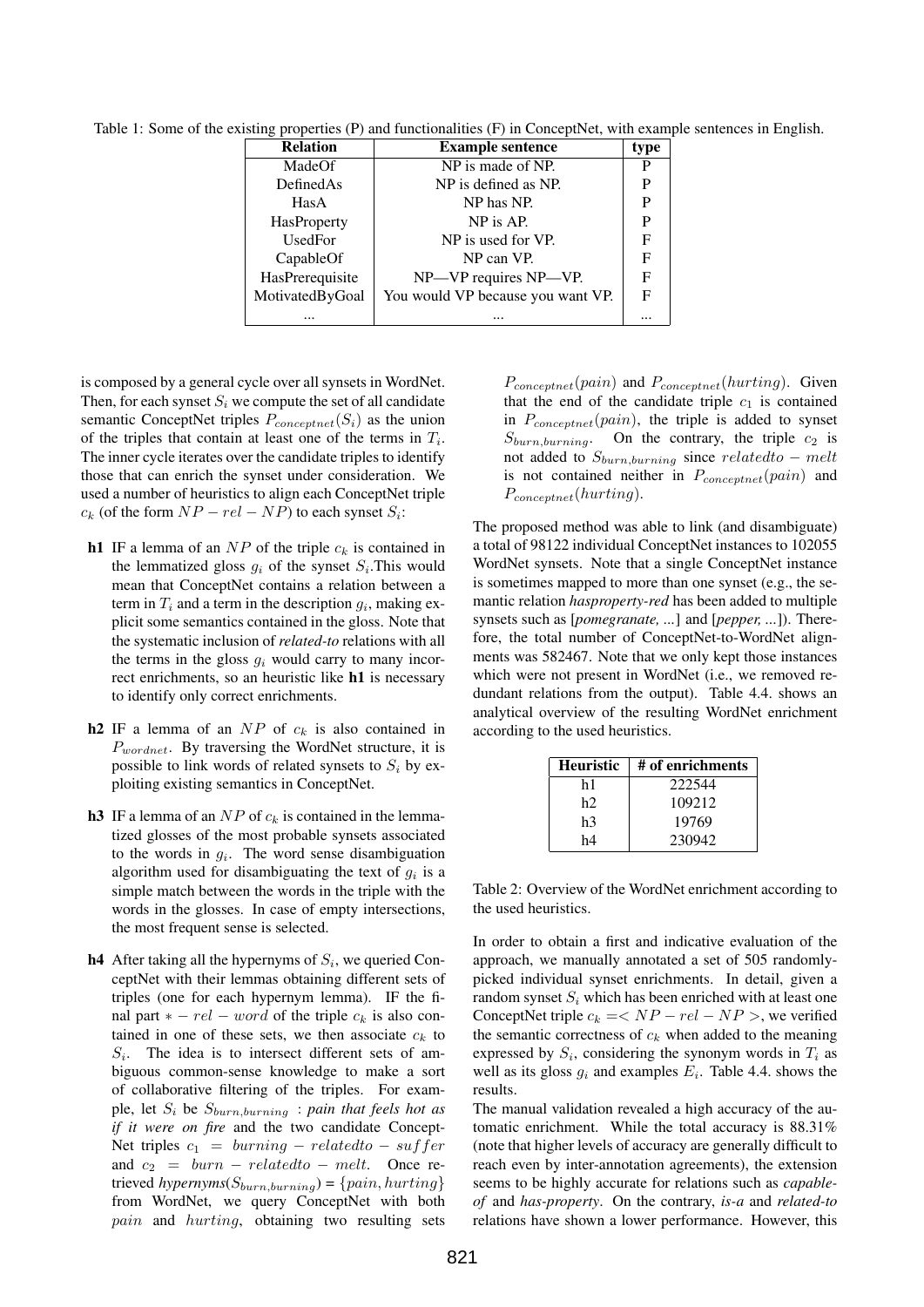Table 1: Some of the existing properties (P) and functionalities (F) in ConceptNet, with example sentences in English.

| Relation | Example sentence | type |
|---|---|---|
| MadeOf | NP is made of NP. | P |
| DefinedAs | NP is defined as NP. | P |
| HasA | NP has NP. | P |
| HasProperty | NP is AP. | P |
| UsedFor | NP is used for VP. | F |
| CapableOf | NP can VP. | F |
| HasPrerequisite | NP—VP requires NP—VP. | F |
| MotivatedByGoal | You would VP because you want VP. | F |
| ... | ... | ... |

is composed by a general cycle over all synsets in WordNet. Then, for each synset $S_i$ we compute the set of all candidate semantic ConceptNet triples $P_{conceptnet}(S_i)$ as the union of the triples that contain at least one of the terms in $T_i$. The inner cycle iterates over the candidate triples to identify those that can enrich the synset under consideration. We used a number of heuristics to align each ConceptNet triple $c_k$ (of the form $NP - rel - NP$) to each synset $S_i$:

**h1** IF a lemma of an $NP$ of the triple $c_k$ is contained in the lemmatized gloss $g_i$ of the synset $S_i$.This would mean that ConceptNet contains a relation between a term in $T_i$ and a term in the description $g_i$, making explicit some semantics contained in the gloss. Note that the systematic inclusion of *related-to* relations with all the terms in the gloss $g_i$ would carry to many incorrect enrichments, so an heuristic like **h1** is necessary to identify only correct enrichments.

**h2** IF a lemma of an $NP$ of $c_k$ is also contained in $P_{wordnet}$. By traversing the WordNet structure, it is possible to link words of related synsets to $S_i$ by exploiting existing semantics in ConceptNet.

**h3** IF a lemma of an $NP$ of $c_k$ is contained in the lemmatized glosses of the most probable synsets associated to the words in $g_i$. The word sense disambiguation algorithm used for disambiguating the text of $g_i$ is a simple match between the words in the triple with the words in the glosses. In case of empty intersections, the most frequent sense is selected.

**h4** After taking all the hypernyms of $S_i$, we queried ConceptNet with their lemmas obtaining different sets of triples (one for each hypernym lemma). IF the final part $* - rel - word$ of the triple $c_k$ is also contained in one of these sets, we then associate $c_k$ to $S_i$. The idea is to intersect different sets of ambiguous common-sense knowledge to make a sort of collaborative filtering of the triples. For example, let $S_i$ be $S_{burn,burning}$ : *pain that feels hot as if it were on fire* and the two candidate ConceptNet triples $c_1 = burning - relatedto - suffer$ and $c_2 = burn - relatedto - melt$. Once retrieved *hypernyms*($S_{burn,burning}$) = $\{pain, hurting\}$ from WordNet, we query ConceptNet with both $pain$ and $hurting$, obtaining two resulting sets $P_{conceptnet}(pain)$ and $P_{conceptnet}(hurting)$. Given that the end of the candidate triple $c_1$ is contained in $P_{conceptnet}(pain)$, the triple is added to synset $S_{burn,burning}$. On the contrary, the triple $c_2$ is not added to $S_{burn,burning}$ since $relatedto - melt$ is not contained neither in $P_{conceptnet}(pain)$ and $P_{conceptnet}(hurting)$.

The proposed method was able to link (and disambiguate) a total of 98122 individual ConceptNet instances to 102055 WordNet synsets. Note that a single ConceptNet instance is sometimes mapped to more than one synset (e.g., the semantic relation *hasproperty-red* has been added to multiple synsets such as [*pomegranate, ...*] and [*pepper, ...*]). Therefore, the total number of ConceptNet-to-WordNet alignments was 582467. Note that we only kept those instances which were not present in WordNet (i.e., we removed redundant relations from the output). Table 4.4. shows an analytical overview of the resulting WordNet enrichment according to the used heuristics.

| Heuristic | # of enrichments |
|---|---|
| h1 | 222544 |
| h2 | 109212 |
| h3 | 19769 |
| h4 | 230942 |

Table 2: Overview of the WordNet enrichment according to the used heuristics.

In order to obtain a first and indicative evaluation of the approach, we manually annotated a set of 505 randomly-picked individual synset enrichments. In detail, given a random synset $S_i$ which has been enriched with at least one ConceptNet triple $c_k = < NP - rel - NP >$, we verified the semantic correctness of $c_k$ when added to the meaning expressed by $S_i$, considering the synonym words in $T_i$ as well as its gloss $g_i$ and examples $E_i$. Table 4.4. shows the results.

The manual validation revealed a high accuracy of the automatic enrichment. While the total accuracy is 88.31% (note that higher levels of accuracy are generally difficult to reach even by inter-annotation agreements), the extension seems to be highly accurate for relations such as *capable-of* and *has-property*. On the contrary, *is-a* and *related-to* relations have shown a lower performance. However, this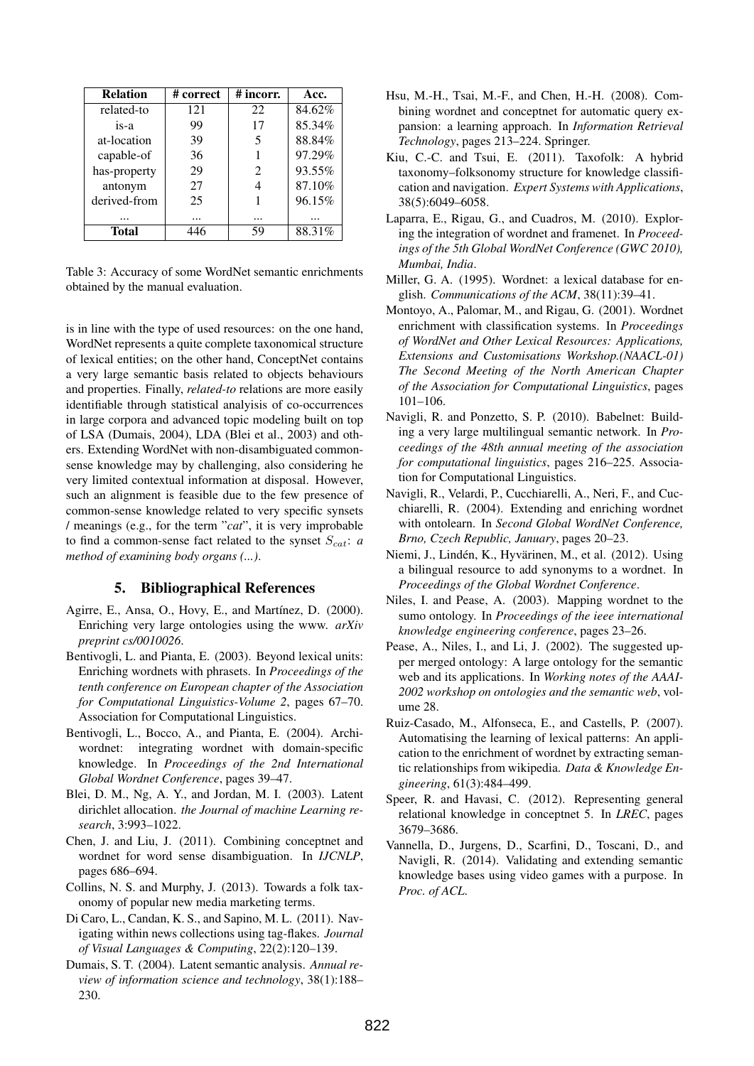| Relation | # correct | # incorr. | Acc. |
|---|---|---|---|
| related-to | 121 | 22 | 84.62% |
| is-a | 99 | 17 | 85.34% |
| at-location | 39 | 5 | 88.84% |
| capable-of | 36 | 1 | 97.29% |
| has-property | 29 | 2 | 93.55% |
| antonym | 27 | 4 | 87.10% |
| derived-from | 25 | 1 | 96.15% |
| ... | ... | ... | ... |
| **Total** | 446 | 59 | 88.31% |

Table 3: Accuracy of some WordNet semantic enrichments obtained by the manual evaluation.

is in line with the type of used resources: on the one hand, WordNet represents a quite complete taxonomical structure of lexical entities; on the other hand, ConceptNet contains a very large semantic basis related to objects behaviours and properties. Finally, *related-to* relations are more easily identifiable through statistical analyisis of co-occurrences in large corpora and advanced topic modeling built on top of LSA (Dumais, 2004), LDA (Blei et al., 2003) and others. Extending WordNet with non-disambiguated common-sense knowledge may by challenging, also considering he very limited contextual information at disposal. However, such an alignment is feasible due to the few presence of common-sense knowledge related to very specific synsets / meanings (e.g., for the term "*cat*", it is very improbable to find a common-sense fact related to the synset $S_{cat}$: *a method of examining body organs (...)*.

## 5. Bibliographical References

Agirre, E., Ansa, O., Hovy, E., and Martínez, D. (2000). Enriching very large ontologies using the www. *arXiv preprint cs/0010026*.

Bentivogli, L. and Pianta, E. (2003). Beyond lexical units: Enriching wordnets with phrasets. In *Proceedings of the tenth conference on European chapter of the Association for Computational Linguistics-Volume 2*, pages 67–70. Association for Computational Linguistics.

Bentivogli, L., Bocco, A., and Pianta, E. (2004). Archiwordnet: integrating wordnet with domain-specific knowledge. In *Proceedings of the 2nd International Global Wordnet Conference*, pages 39–47.

Blei, D. M., Ng, A. Y., and Jordan, M. I. (2003). Latent dirichlet allocation. *the Journal of machine Learning research*, 3:993–1022.

Chen, J. and Liu, J. (2011). Combining conceptnet and wordnet for word sense disambiguation. In *IJCNLP*, pages 686–694.

Collins, N. S. and Murphy, J. (2013). Towards a folk taxonomy of popular new media marketing terms.

Di Caro, L., Candan, K. S., and Sapino, M. L. (2011). Navigating within news collections using tag-flakes. *Journal of Visual Languages & Computing*, 22(2):120–139.

Dumais, S. T. (2004). Latent semantic analysis. *Annual review of information science and technology*, 38(1):188–230.

Hsu, M.-H., Tsai, M.-F., and Chen, H.-H. (2008). Combining wordnet and conceptnet for automatic query expansion: a learning approach. In *Information Retrieval Technology*, pages 213–224. Springer.

Kiu, C.-C. and Tsui, E. (2011). Taxofolk: A hybrid taxonomy–folksonomy structure for knowledge classification and navigation. *Expert Systems with Applications*, 38(5):6049–6058.

Laparra, E., Rigau, G., and Cuadros, M. (2010). Exploring the integration of wordnet and framenet. In *Proceedings of the 5th Global WordNet Conference (GWC 2010), Mumbai, India*.

Miller, G. A. (1995). Wordnet: a lexical database for english. *Communications of the ACM*, 38(11):39–41.

Montoyo, A., Palomar, M., and Rigau, G. (2001). Wordnet enrichment with classification systems. In *Proceedings of WordNet and Other Lexical Resources: Applications, Extensions and Customisations Workshop.(NAACL-01) The Second Meeting of the North American Chapter of the Association for Computational Linguistics*, pages 101–106.

Navigli, R. and Ponzetto, S. P. (2010). Babelnet: Building a very large multilingual semantic network. In *Proceedings of the 48th annual meeting of the association for computational linguistics*, pages 216–225. Association for Computational Linguistics.

Navigli, R., Velardi, P., Cucchiarelli, A., Neri, F., and Cucchiarelli, R. (2004). Extending and enriching wordnet with ontolearn. In *Second Global WordNet Conference, Brno, Czech Republic, January*, pages 20–23.

Niemi, J., Lindén, K., Hyvärinen, M., et al. (2012). Using a bilingual resource to add synonyms to a wordnet. In *Proceedings of the Global Wordnet Conference*.

Niles, I. and Pease, A. (2003). Mapping wordnet to the sumo ontology. In *Proceedings of the ieee international knowledge engineering conference*, pages 23–26.

Pease, A., Niles, I., and Li, J. (2002). The suggested upper merged ontology: A large ontology for the semantic web and its applications. In *Working notes of the AAAI-2002 workshop on ontologies and the semantic web*, volume 28.

Ruiz-Casado, M., Alfonseca, E., and Castells, P. (2007). Automatising the learning of lexical patterns: An application to the enrichment of wordnet by extracting semantic relationships from wikipedia. *Data & Knowledge Engineering*, 61(3):484–499.

Speer, R. and Havasi, C. (2012). Representing general relational knowledge in conceptnet 5. In *LREC*, pages 3679–3686.

Vannella, D., Jurgens, D., Scarfini, D., Toscani, D., and Navigli, R. (2014). Validating and extending semantic knowledge bases using video games with a purpose. In *Proc. of ACL*.